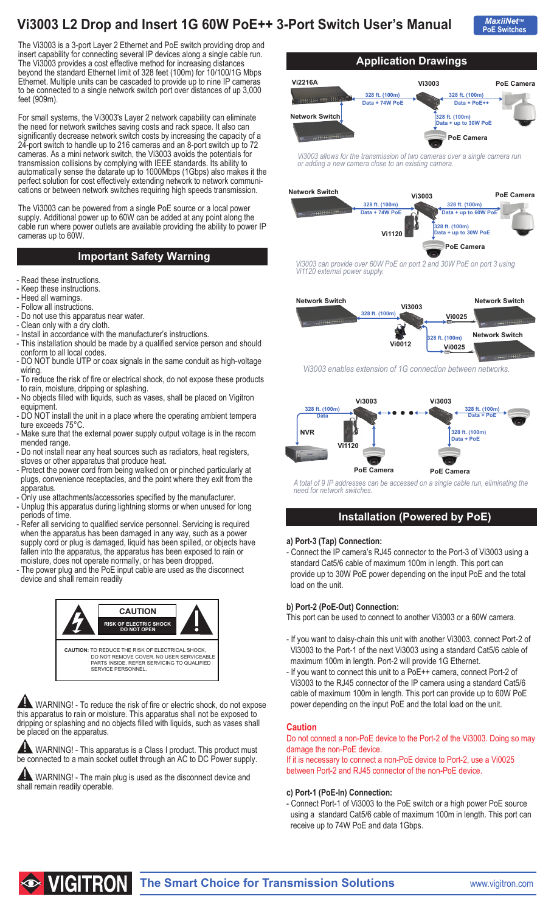# Vi3003 L2 Drop and Insert 1G 60W PoE++ 3-Port Switch User's Manual

MaxiiNet™ PoE Switches

The Vi3003 is a 3-port Layer 2 Ethernet and PoE switch providing drop and insert capability for connecting several IP devices along a single cable run. The Vi3003 provides a cost effective method for increasing distances beyond the standard Ethernet limit of 328 feet (100m) for 10/100/1G Mbps Ethernet. Multiple units can be cascaded to provide up to nine IP cameras to be connected to a single network switch port over distances of up 3,000 feet (909m).

For small systems, the Vi3003's Layer 2 network capability can eliminate the need for network switches saving costs and rack space. It also can significantly decrease network switch costs by increasing the capacity of a 24-port switch to handle up to 216 cameras and an 8-port switch up to 72 cameras. As a mini network switch, the Vi3003 avoids the potentials for transmission collisions by complying with IEEE standards. Its ability to automatically sense the datarate up to 1000Mbps (1Gbps) also makes it the perfect solution for cost effectively extending network to network communications or between network switches requiring high speeds transmission.

The Vi3003 can be powered from a single PoE source or a local power supply. Additional power up to 60W can be added at any point along the cable run where power outlets are available providing the ability to power IP cameras up to 60W.

## Important Safety Warning

- Read these instructions.
- Keep these instructions.
- Heed all warnings.
- Follow all instructions.
- Do not use this apparatus near water.
- Clean only with a dry cloth.
- Install in accordance with the manufacturer's instructions.
- This installation should be made by a qualified service person and should conform to all local codes.
- DO NOT bundle UTP or coax signals in the same conduit as high-voltage wiring.
- To reduce the risk of fire or electrical shock, do not expose these products to rain, moisture, dripping or splashing.
- No objects filled with liquids, such as vases, shall be placed on Vigitron equipment.
- DO NOT install the unit in a place where the operating ambient temperature exceeds 75°C.
- Make sure that the external power supply output voltage is in the recommended range.
- Do not install near any heat sources such as radiators, heat registers, stoves or other apparatus that produce heat.
- Protect the power cord from being walked on or pinched particularly at plugs, convenience receptacles, and the point where they exit from the apparatus.
- Only use attachments/accessories specified by the manufacturer.
- Unplug this apparatus during lightning storms or when unused for long periods of time.
- Refer all servicing to qualified service personnel. Servicing is required when the apparatus has been damaged in any way, such as a power supply cord or plug is damaged, liquid has been spilled, or objects have fallen into the apparatus, the apparatus has been exposed to rain or moisture, does not operate normally, or has been dropped.
- The power plug and the PoE input cable are used as the disconnect device and shall remain readily

**CAUTION**

**RISK OF ELECTRIC SHOCK DO NOT OPEN**

**CAUTION:** TO REDUCE THE RISK OF ELECTRICAL SHOCK, DO NOT REMOVE COVER. NO USER SERVICEABLE PARTS INSIDE. REFER SERVICING TO QUALIFIED SERVICE PERSONNEL.

WARNING! - To reduce the risk of fire or electric shock, do not expose this apparatus to rain or moisture. This apparatus shall not be exposed to dripping or splashing and no objects filled with liquids, such as vases shall be placed on the apparatus.

WARNING! - This apparatus is a Class I product. This product must be connected to a main socket outlet through an AC to DC Power supply.

WARNING! - The main plug is used as the disconnect device and shall remain readily operable.

## Application Drawings

Vi2216A — Network Switch — 328 ft. (100m) Data + 74W PoE — Vi3003 — 328 ft. (100m) Data + PoE++ — PoE Camera; 328 ft. (100m) Data + up to 30W PoE — PoE Camera

*Vi3003 allows for the transmission of two cameras over a single camera run or adding a new camera close to an existing camera.*

Network Switch — 328 ft. (100m) Data + 74W PoE — Vi3003 — 328 ft. (100m) Data + up to 60W PoE — PoE Camera; Vi1120; 328 ft. (100m) Data + up to 30W PoE — PoE Camera

*Vi3003 can provide over 60W PoE on port 2 and 30W PoE on port 3 using Vi1120 external power supply.*

Network Switch — 328 ft. (100m) — Vi3003 — Vi0025 — Network Switch; Vi0012; 328 ft. (100m) — Vi0025 — Network Switch

*Vi3003 enables extension of 1G connection between networks.*

NVR — 328 ft. (100m) Data — Vi3003 (Vi1120) — PoE Camera • • • Vi3003 — 328 ft. (100m) Data + PoE — PoE Camera; 328 ft. (100m) Data + PoE — PoE Camera

*A total of 9 IP addresses can be accessed on a single cable run, eliminating the need for network switches.*

## Installation (Powered by PoE)

**a) Port-3 (Tap) Connection:**

- Connect the IP camera's RJ45 connector to the Port-3 of Vi3003 using a standard Cat5/6 cable of maximum 100m in length. This port can provide up to 30W PoE power depending on the input PoE and the total load on the unit.

**b) Port-2 (PoE-Out) Connection:**

This port can be used to connect to another Vi3003 or a 60W camera.

- If you want to daisy-chain this unit with another Vi3003, connect Port-2 of Vi3003 to the Port-1 of the next Vi3003 using a standard Cat5/6 cable of maximum 100m in length. Port-2 will provide 1G Ethernet.
- If you want to connect this unit to a PoE++ camera, connect Port-2 of Vi3003 to the RJ45 connector of the IP camera using a standard Cat5/6 cable of maximum 100m in length. This port can provide up to 60W PoE power depending on the input PoE and the total load on the unit.

**Caution**

Do not connect a non-PoE device to the Port-2 of the Vi3003. Doing so may damage the non-PoE device.

If it is necessary to connect a non-PoE device to Port-2, use a Vi0025 between Port-2 and RJ45 connector of the non-PoE device.

**c) Port-1 (PoE-In) Connection:**

- Connect Port-1 of Vi3003 to the PoE switch or a high power PoE source using a standard Cat5/6 cable of maximum 100m in length. This port can receive up to 74W PoE and data 1Gbps.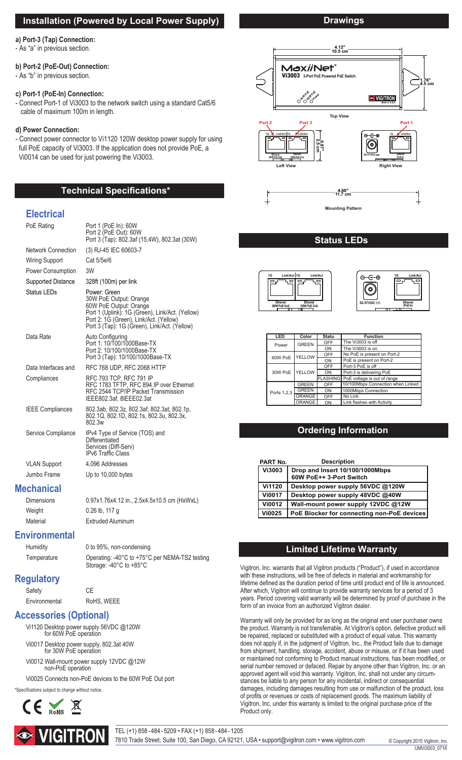## Installation (Powered by Local Power Supply)

**a) Port-3 (Tap) Connection:**
- As "a" in previous section.

**b) Port-2 (PoE-Out) Connection:**
- As "b" in previous section.

**c) Port-1 (PoE-In) Connection:**
- Connect Port-1 of Vi3003 to the network switch using a standard Cat5/6 cable of maximum 100m in length.

**d) Power Connection:**
- Connect power connector to Vi1120 120W desktop power supply for using full PoE capacity of Vi3003. If the application does not provide PoE, a Vi0014 can be used for just powering the Vi3003.

## Technical Specifications*

### Electrical

| | |
|---|---|
| PoE Rating | Port 1 (PoE In): 60W<br>Port 2 (PoE Out): 60W<br>Port 3 (Tap): 802.3af (15.4W), 802.3at (30W) |
| Network Connection | (3) RJ-45 IEC 60603-7 |
| Wiring Support | Cat 5/5e/6 |
| Power Consumption | 3W |
| Supported Distance | 328ft (100m) per link |
| Status LEDs | Power: Green<br>30W PoE Output: Orange<br>60W PoE Output: Orange<br>Port 1 (Uplink): 1G (Green), Link/Act. (Yellow)<br>Port 2: 1G (Green), Link/Act. (Yellow)<br>Port 3 (Tap): 1G (Green), Link/Act. (Yellow) |
| Data Rate | Auto Configuring<br>Port 1: 10/100/1000Base-TX<br>Port 2: 10/100/1000Base-TX<br>Port 3 (Tap): 10/100/1000Base-TX |
| Data Interfaces and | RFC 768 UDP, RFC 2068 HTTP |
| Compliances | RFC 793 TCP, RFC 791 IP<br>RFC 1783 TFTP, RFC 894 IP over Ethernet<br>RFC 2544 TCP/IP Packet Transmission<br>IEEE802.3af, 8IEEE02.3at |
| IEEE Compliances | 802.3ab, 802.3z, 802.3af, 802.3at, 802.1p, 802.1Q, 802.1D, 802.1s, 802.3u, 802.3x, 802.3w |
| Service Compliance | IPv4 Type of Service (TOS) and Differentiated Services (Diff-Serv)<br>IPv6 Traffic Class |
| VLAN Support | 4,096 Addresses |
| Jumbo Frame | Up to 10,000 bytes |

### Mechanical

| | |
|---|---|
| Dimensions | 0.97x1.76x4.12 in., 2.5x4.5x10.5 cm (HxWxL) |
| Weight | 0.26 lb, 117 g |
| Material | Extruded Aluminum |

### Environmental

| | |
|---|---|
| Humidity | 0 to 95%, non-condensing |
| Temperature | Operating: -40°C to +75°C per NEMA-TS2 testing<br>Storage: -40°C to +85°C |

### Regulatory

| | |
|---|---|
| Safety | CE |
| Environmental | RoHS, WEEE |

### Accessories (Optional)

Vi1120 Desktop power supply 56VDC @120W for 60W PoE operation

Vi0017 Desktop power supply, 802.3at 40W for 30W PoE operation

Vi0012 Wall-mount power supply 12VDC @12W non-PoE operation

Vi0025 Connects non-PoE devices to the 60W PoE Out port

*Specifications subject to change without notice.

## Drawings

4.12"
10.5 cm

MaxiiNet
Vi3003 3-Port PoE Powered PoE Switch

1.76"
4.5 cm

30W PoE
60W PoE
Power

VIGITRON
Made in U.S.A.

Top View

Port 2 Port 3 Port 1

1G Link/Act 1G Link/Act
Ethernet (60W PoE Out) Ethernet (30W PoE Out)

0.97"
2.5 cm

52-57VDC
1G Link/Act
Ethernet (PoE In)

Left View Right View

4.60"
11.7 cm

Mounting Pattern

## Status LEDs

1G Link/Act 1G Link/Act
Ethernet (60W PoE Out) Ethernet (30W PoE Out)

52-57VDC
1G Link/Act
Ethernet (PoE In)

| LED | Color | Statu | Function |
|---|---|---|---|
| Power | GREEN | OFF | The Vi3003 is off |
| | | ON | The Vi3003 is on |
| 60W PoE | YELLOW | OFF | No PoE is present on Port-2 |
| | | ON | PoE is present on Port-2 |
| 30W PoE | YELLOW | OFF | Port-3 PoE is off |
| | | ON | Port-3 is delivering PoE |
| | | FLASHING | PoE voltage is out of range |
| Ports 1,2,3 | GREEN | OFF | 10/100Mbps Connection when Linked |
| | GREEN | ON | 1000Mbps Connection |
| | ORANGE | OFF | No Link |
| | ORANGE | ON | Link flashes with Activity |

## Ordering Information

| PART No. | Description |
|---|---|
| Vi3003 | Drop and Insert 10/100/1000Mbps 60W PoE++ 3-Port Switch |
| Vi1120 | Desktop power supply 56VDC @120W |
| Vi0017 | Desktop power supply 48VDC @40W |
| Vi0012 | Wall-mount power supply 12VDC @12W |
| Vi0025 | PoE Blocker for connecting non-PoE devices |

## Limited Lifetime Warranty

Vigitron, Inc. warrants that all Vigitron products ("Product"), if used in accordance with these instructions, will be free of defects in material and workmanship for lifetime defined as the duration period of time until product end of life is announced. After which, Vigitron will continue to provide warranty services for a period of 3 years. Period covering valid warranty will be determined by proof of purchase in the form of an invoice from an authorized Vigitron dealer.

Warranty will only be provided for as long as the original end user purchaser owns the product. Warranty is not transferrable. At Vigitron's option, defective product will be repaired, replaced or substituted with a product of equal value. This warranty does not apply if, in the judgment of Vigitron, Inc., the Product fails due to damage from shipment, handling, storage, accident, abuse or misuse, or if it has been used or maintained not conforming to Product manual instructions, has been modified, or serial number removed or defaced. Repair by anyone other than Vigitron, Inc. or an approved agent will void this warranty. Vigitron, Inc. shall not under any circumstances be liable to any person for any incidental, indirect or consequential damages, including damages resulting from use or malfunction of the product, loss of profits or revenues or costs of replacement goods. The maximum liability of Vigitron, Inc. under this warranty is limited to the original purchase price of the Product only.

VIGITRON

TEL (+1) 858-484-5209 • FAX (+1) 858-484-1205
7810 Trade Street, Suite 100, San Diego, CA 92121, USA • support@vigitron.com • www.vigitron.com

© Copyright 2015 Vigitron, Inc.
UMVi3003_0716